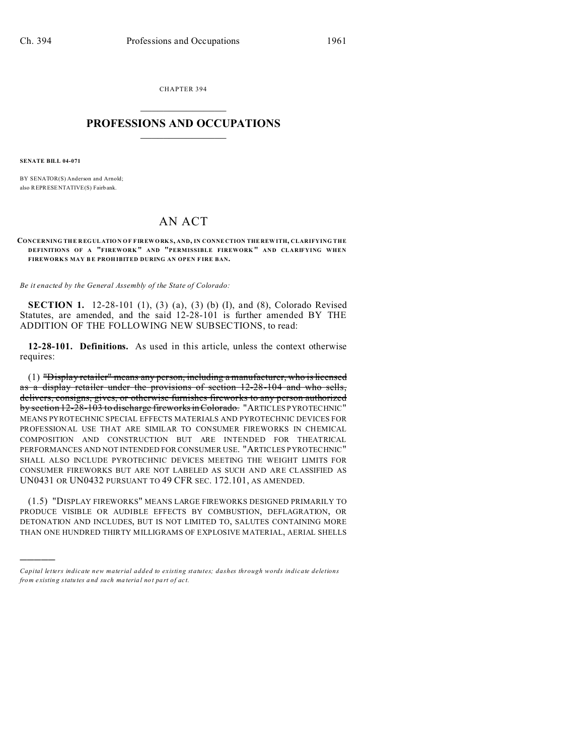CHAPTER 394

# PROFESSIONS AND OCCUPATIONS

**SENATE BILL 04-071**

BY SENATOR(S) Anderson and Arnold;
also REPRESENTATIVE(S) Fairbank.

# AN ACT

**CONCERNING THE REGULATION OF FIREWORKS, AND, IN CONNECTION THEREWITH, CLARIFYING THE DEFINITIONS OF A "FIREWORK" AND "PERMISSIBLE FIREWORK" AND CLARIFYING WHEN FIREWORKS MAY BE PROHIBITED DURING AN OPEN FIRE BAN.**

*Be it enacted by the General Assembly of the State of Colorado:*

**SECTION 1.** 12-28-101 (1), (3) (a), (3) (b) (I), and (8), Colorado Revised Statutes, are amended, and the said 12-28-101 is further amended BY THE ADDITION OF THE FOLLOWING NEW SUBSECTIONS, to read:

**12-28-101. Definitions.** As used in this article, unless the context otherwise requires:

(1) ~~"Display retailer" means any person, including a manufacturer, who is licensed as a display retailer under the provisions of section 12-28-104 and who sells, delivers, consigns, gives, or otherwise furnishes fireworks to any person authorized by section 12-28-103 to discharge fireworks in Colorado.~~ "ARTICLES PYROTECHNIC" MEANS PYROTECHNIC SPECIAL EFFECTS MATERIALS AND PYROTECHNIC DEVICES FOR PROFESSIONAL USE THAT ARE SIMILAR TO CONSUMER FIREWORKS IN CHEMICAL COMPOSITION AND CONSTRUCTION BUT ARE INTENDED FOR THEATRICAL PERFORMANCES AND NOT INTENDED FOR CONSUMER USE. "ARTICLES PYROTECHNIC" SHALL ALSO INCLUDE PYROTECHNIC DEVICES MEETING THE WEIGHT LIMITS FOR CONSUMER FIREWORKS BUT ARE NOT LABELED AS SUCH AND ARE CLASSIFIED AS UN0431 OR UN0432 PURSUANT TO 49 CFR SEC. 172.101, AS AMENDED.

(1.5) "DISPLAY FIREWORKS" MEANS LARGE FIREWORKS DESIGNED PRIMARILY TO PRODUCE VISIBLE OR AUDIBLE EFFECTS BY COMBUSTION, DEFLAGRATION, OR DETONATION AND INCLUDES, BUT IS NOT LIMITED TO, SALUTES CONTAINING MORE THAN ONE HUNDRED THIRTY MILLIGRAMS OF EXPLOSIVE MATERIAL, AERIAL SHELLS

---

*Capital letters indicate new material added to existing statutes; dashes through words indicate deletions from existing statutes and such material not part of act.*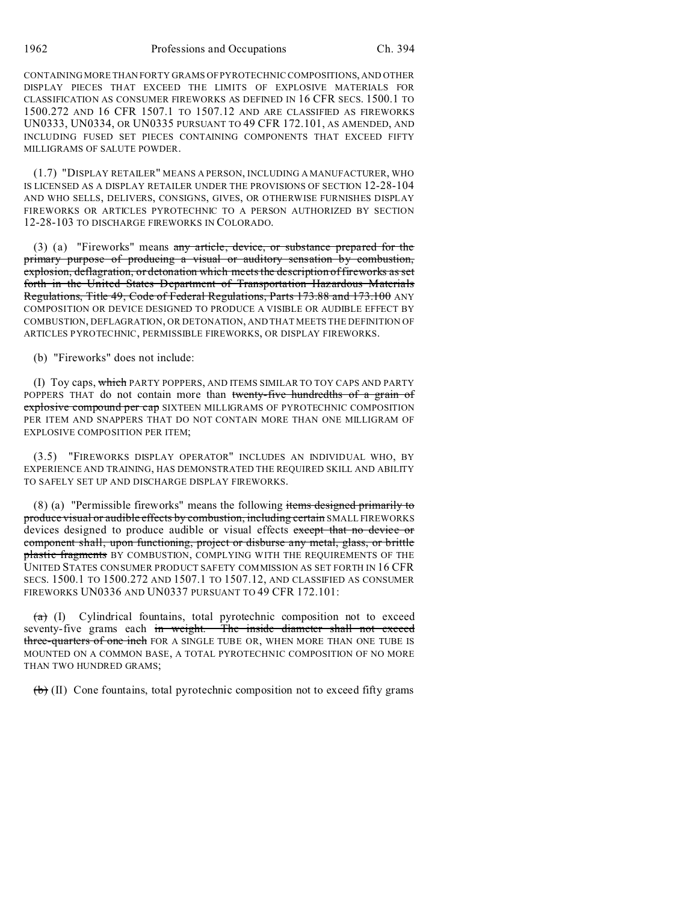CONTAINING MORE THAN FORTY GRAMS OF PYROTECHNIC COMPOSITIONS, AND OTHER DISPLAY PIECES THAT EXCEED THE LIMITS OF EXPLOSIVE MATERIALS FOR CLASSIFICATION AS CONSUMER FIREWORKS AS DEFINED IN 16 CFR SECS. 1500.1 TO 1500.272 AND 16 CFR 1507.1 TO 1507.12 AND ARE CLASSIFIED AS FIREWORKS UN0333, UN0334, OR UN0335 PURSUANT TO 49 CFR 172.101, AS AMENDED, AND INCLUDING FUSED SET PIECES CONTAINING COMPONENTS THAT EXCEED FIFTY MILLIGRAMS OF SALUTE POWDER.

(1.7) "DISPLAY RETAILER" MEANS A PERSON, INCLUDING A MANUFACTURER, WHO IS LICENSED AS A DISPLAY RETAILER UNDER THE PROVISIONS OF SECTION 12-28-104 AND WHO SELLS, DELIVERS, CONSIGNS, GIVES, OR OTHERWISE FURNISHES DISPLAY FIREWORKS OR ARTICLES PYROTECHNIC TO A PERSON AUTHORIZED BY SECTION 12-28-103 TO DISCHARGE FIREWORKS IN COLORADO.

(3) (a) "Fireworks" means ~~any article, device, or substance prepared for the primary purpose of producing a visual or auditory sensation by combustion, explosion, deflagration, or detonation which meets the description of fireworks as set forth in the United States Department of Transportation Hazardous Materials Regulations, Title 49, Code of Federal Regulations, Parts 173.88 and 173.100~~ ANY COMPOSITION OR DEVICE DESIGNED TO PRODUCE A VISIBLE OR AUDIBLE EFFECT BY COMBUSTION, DEFLAGRATION, OR DETONATION, AND THAT MEETS THE DEFINITION OF ARTICLES PYROTECHNIC, PERMISSIBLE FIREWORKS, OR DISPLAY FIREWORKS.

(b) "Fireworks" does not include:

(I) Toy caps, ~~which~~ PARTY POPPERS, AND ITEMS SIMILAR TO TOY CAPS AND PARTY POPPERS THAT do not contain more than ~~twenty-five hundredths of a grain of explosive compound per cap~~ SIXTEEN MILLIGRAMS OF PYROTECHNIC COMPOSITION PER ITEM AND SNAPPERS THAT DO NOT CONTAIN MORE THAN ONE MILLIGRAM OF EXPLOSIVE COMPOSITION PER ITEM;

(3.5) "FIREWORKS DISPLAY OPERATOR" INCLUDES AN INDIVIDUAL WHO, BY EXPERIENCE AND TRAINING, HAS DEMONSTRATED THE REQUIRED SKILL AND ABILITY TO SAFELY SET UP AND DISCHARGE DISPLAY FIREWORKS.

(8) (a) "Permissible fireworks" means the following ~~items designed primarily to produce visual or audible effects by combustion, including certain~~ SMALL FIREWORKS devices designed to produce audible or visual effects ~~except that no device or component shall, upon functioning, project or disburse any metal, glass, or brittle plastic fragments~~ BY COMBUSTION, COMPLYING WITH THE REQUIREMENTS OF THE UNITED STATES CONSUMER PRODUCT SAFETY COMMISSION AS SET FORTH IN 16 CFR SECS. 1500.1 TO 1500.272 AND 1507.1 TO 1507.12, AND CLASSIFIED AS CONSUMER FIREWORKS UN0336 AND UN0337 PURSUANT TO 49 CFR 172.101:

~~(a)~~ (I) Cylindrical fountains, total pyrotechnic composition not to exceed seventy-five grams each ~~in weight. The inside diameter shall not exceed three-quarters of one inch~~ FOR A SINGLE TUBE OR, WHEN MORE THAN ONE TUBE IS MOUNTED ON A COMMON BASE, A TOTAL PYROTECHNIC COMPOSITION OF NO MORE THAN TWO HUNDRED GRAMS;

~~(b)~~ (II) Cone fountains, total pyrotechnic composition not to exceed fifty grams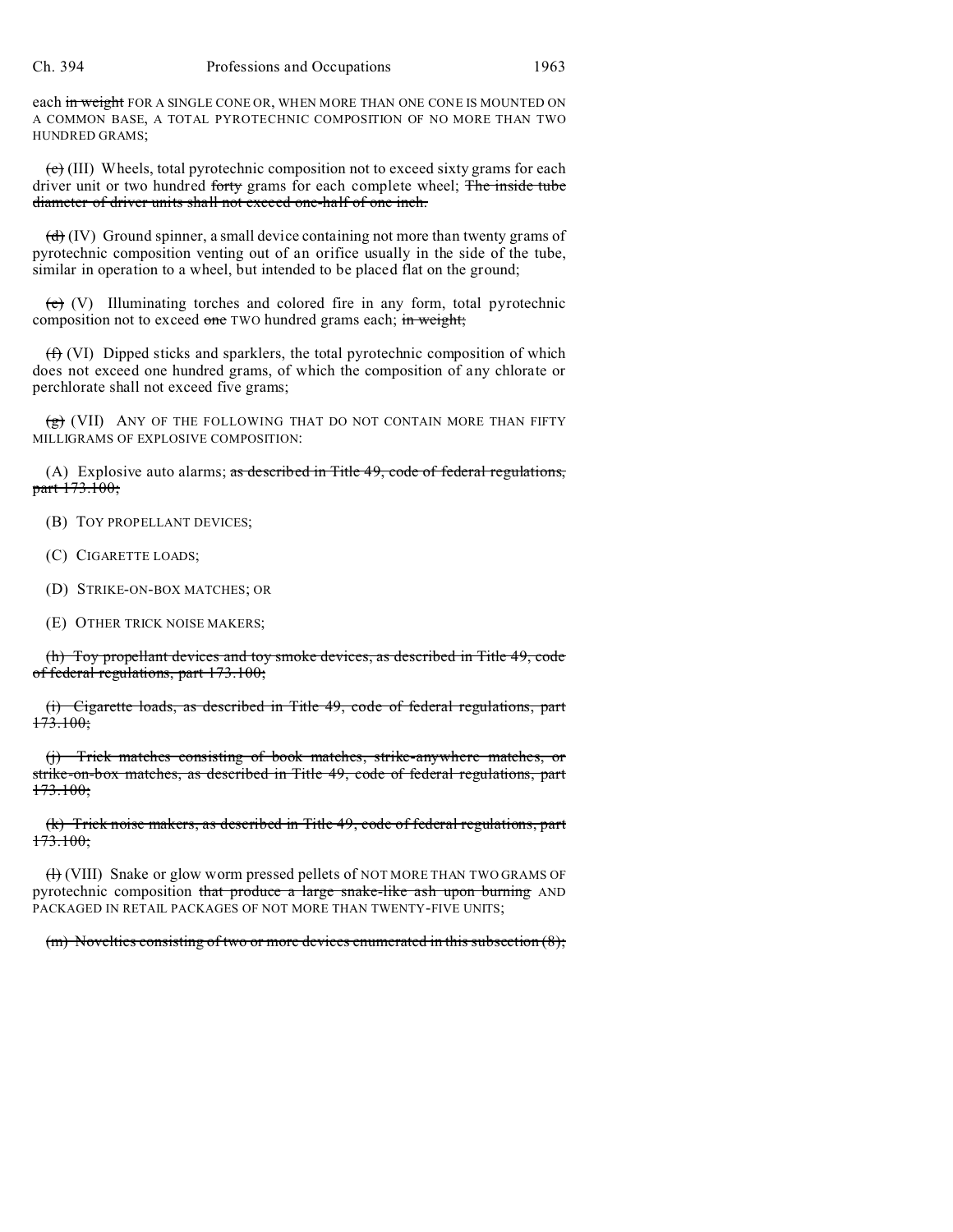each ~~in weight~~ FOR A SINGLE CONE OR, WHEN MORE THAN ONE CONE IS MOUNTED ON A COMMON BASE, A TOTAL PYROTECHNIC COMPOSITION OF NO MORE THAN TWO HUNDRED GRAMS;

~~(c)~~ (III) Wheels, total pyrotechnic composition not to exceed sixty grams for each driver unit or two hundred ~~forty~~ grams for each complete wheel; ~~The inside tube diameter of driver units shall not exceed one-half of one inch.~~

~~(d)~~ (IV) Ground spinner, a small device containing not more than twenty grams of pyrotechnic composition venting out of an orifice usually in the side of the tube, similar in operation to a wheel, but intended to be placed flat on the ground;

~~(e)~~ (V) Illuminating torches and colored fire in any form, total pyrotechnic composition not to exceed ~~one~~ TWO hundred grams each; ~~in weight;~~

~~(f)~~ (VI) Dipped sticks and sparklers, the total pyrotechnic composition of which does not exceed one hundred grams, of which the composition of any chlorate or perchlorate shall not exceed five grams;

~~(g)~~ (VII) ANY OF THE FOLLOWING THAT DO NOT CONTAIN MORE THAN FIFTY MILLIGRAMS OF EXPLOSIVE COMPOSITION:

(A) Explosive auto alarms; ~~as described in Title 49, code of federal regulations, part 173.100;~~

(B) TOY PROPELLANT DEVICES;

(C) CIGARETTE LOADS;

(D) STRIKE-ON-BOX MATCHES; OR

(E) OTHER TRICK NOISE MAKERS;

~~(h) Toy propellant devices and toy smoke devices, as described in Title 49, code of federal regulations, part 173.100;~~

~~(i) Cigarette loads, as described in Title 49, code of federal regulations, part 173.100;~~

~~(j) Trick matches consisting of book matches, strike-anywhere matches, or strike-on-box matches, as described in Title 49, code of federal regulations, part 173.100;~~

~~(k) Trick noise makers, as described in Title 49, code of federal regulations, part 173.100;~~

~~(l)~~ (VIII) Snake or glow worm pressed pellets of NOT MORE THAN TWO GRAMS OF pyrotechnic composition ~~that produce a large snake-like ash upon burning~~ AND PACKAGED IN RETAIL PACKAGES OF NOT MORE THAN TWENTY-FIVE UNITS;

~~(m) Novelties consisting of two or more devices enumerated in this subsection (8);~~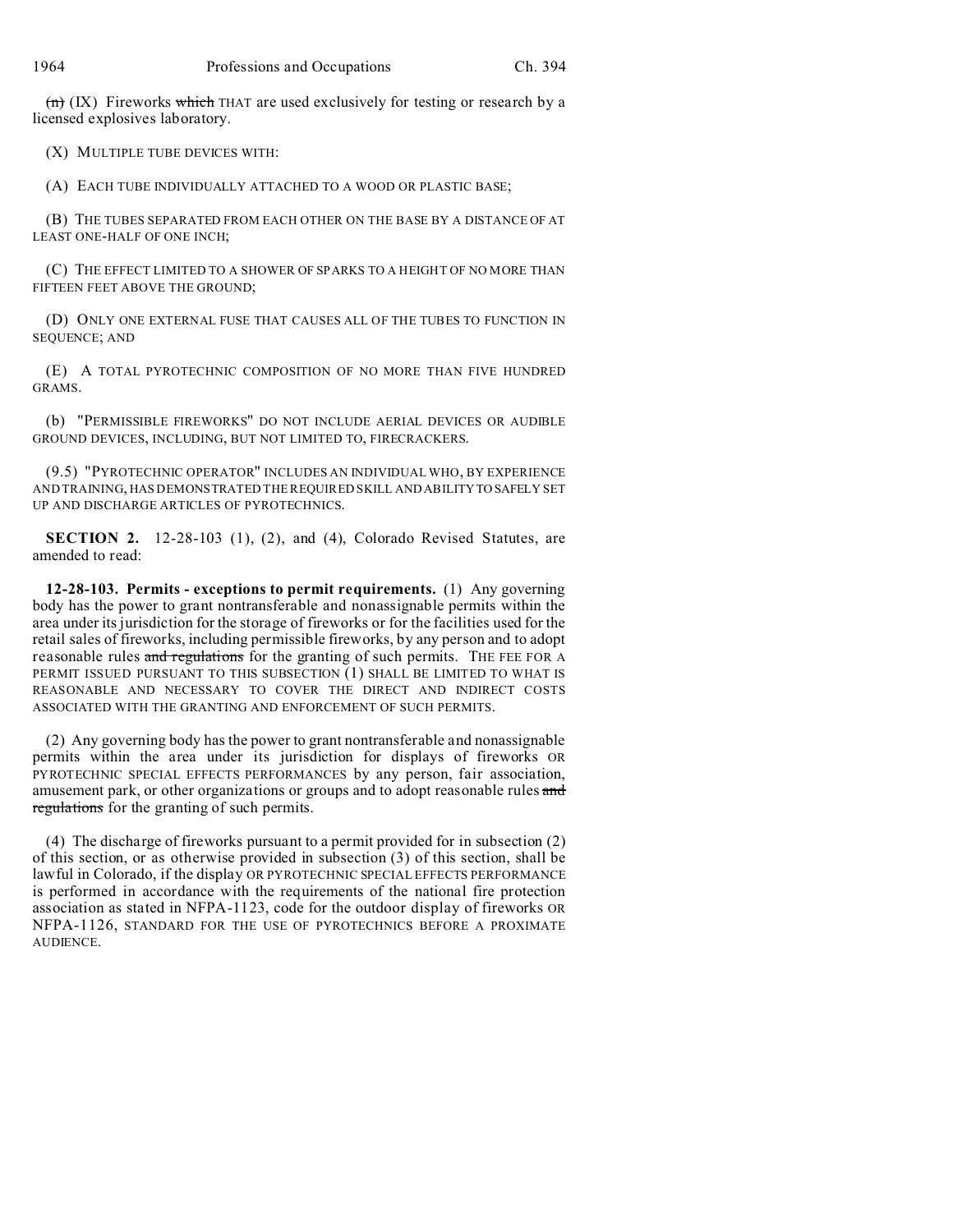~~(n)~~ (IX) Fireworks ~~which~~ THAT are used exclusively for testing or research by a licensed explosives laboratory.

(X) MULTIPLE TUBE DEVICES WITH:

(A) EACH TUBE INDIVIDUALLY ATTACHED TO A WOOD OR PLASTIC BASE;

(B) THE TUBES SEPARATED FROM EACH OTHER ON THE BASE BY A DISTANCE OF AT LEAST ONE-HALF OF ONE INCH;

(C) THE EFFECT LIMITED TO A SHOWER OF SPARKS TO A HEIGHT OF NO MORE THAN FIFTEEN FEET ABOVE THE GROUND;

(D) ONLY ONE EXTERNAL FUSE THAT CAUSES ALL OF THE TUBES TO FUNCTION IN SEQUENCE; AND

(E) A TOTAL PYROTECHNIC COMPOSITION OF NO MORE THAN FIVE HUNDRED GRAMS.

(b) "PERMISSIBLE FIREWORKS" DO NOT INCLUDE AERIAL DEVICES OR AUDIBLE GROUND DEVICES, INCLUDING, BUT NOT LIMITED TO, FIRECRACKERS.

(9.5) "PYROTECHNIC OPERATOR" INCLUDES AN INDIVIDUAL WHO, BY EXPERIENCE AND TRAINING, HAS DEMONSTRATED THE REQUIRED SKILL AND ABILITY TO SAFELY SET UP AND DISCHARGE ARTICLES OF PYROTECHNICS.

**SECTION 2.** 12-28-103 (1), (2), and (4), Colorado Revised Statutes, are amended to read:

**12-28-103. Permits - exceptions to permit requirements.** (1) Any governing body has the power to grant nontransferable and nonassignable permits within the area under its jurisdiction for the storage of fireworks or for the facilities used for the retail sales of fireworks, including permissible fireworks, by any person and to adopt reasonable rules ~~and regulations~~ for the granting of such permits. THE FEE FOR A PERMIT ISSUED PURSUANT TO THIS SUBSECTION (1) SHALL BE LIMITED TO WHAT IS REASONABLE AND NECESSARY TO COVER THE DIRECT AND INDIRECT COSTS ASSOCIATED WITH THE GRANTING AND ENFORCEMENT OF SUCH PERMITS.

(2) Any governing body has the power to grant nontransferable and nonassignable permits within the area under its jurisdiction for displays of fireworks OR PYROTECHNIC SPECIAL EFFECTS PERFORMANCES by any person, fair association, amusement park, or other organizations or groups and to adopt reasonable rules ~~and regulations~~ for the granting of such permits.

(4) The discharge of fireworks pursuant to a permit provided for in subsection (2) of this section, or as otherwise provided in subsection (3) of this section, shall be lawful in Colorado, if the display OR PYROTECHNIC SPECIAL EFFECTS PERFORMANCE is performed in accordance with the requirements of the national fire protection association as stated in NFPA-1123, code for the outdoor display of fireworks OR NFPA-1126, STANDARD FOR THE USE OF PYROTECHNICS BEFORE A PROXIMATE AUDIENCE.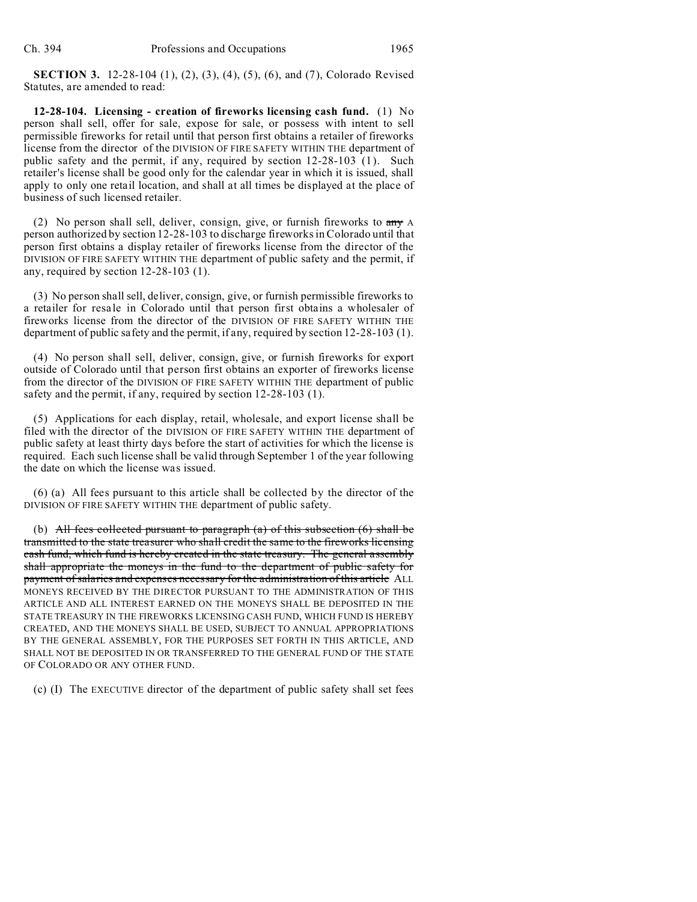**SECTION 3.** 12-28-104 (1), (2), (3), (4), (5), (6), and (7), Colorado Revised Statutes, are amended to read:

**12-28-104. Licensing - creation of fireworks licensing cash fund.** (1) No person shall sell, offer for sale, expose for sale, or possess with intent to sell permissible fireworks for retail until that person first obtains a retailer of fireworks license from the director of the DIVISION OF FIRE SAFETY WITHIN THE department of public safety and the permit, if any, required by section 12-28-103 (1). Such retailer's license shall be good only for the calendar year in which it is issued, shall apply to only one retail location, and shall at all times be displayed at the place of business of such licensed retailer.

(2) No person shall sell, deliver, consign, give, or furnish fireworks to ~~any~~ A person authorized by section 12-28-103 to discharge fireworks in Colorado until that person first obtains a display retailer of fireworks license from the director of the DIVISION OF FIRE SAFETY WITHIN THE department of public safety and the permit, if any, required by section 12-28-103 (1).

(3) No person shall sell, deliver, consign, give, or furnish permissible fireworks to a retailer for resale in Colorado until that person first obtains a wholesaler of fireworks license from the director of the DIVISION OF FIRE SAFETY WITHIN THE department of public safety and the permit, if any, required by section 12-28-103 (1).

(4) No person shall sell, deliver, consign, give, or furnish fireworks for export outside of Colorado until that person first obtains an exporter of fireworks license from the director of the DIVISION OF FIRE SAFETY WITHIN THE department of public safety and the permit, if any, required by section 12-28-103 (1).

(5) Applications for each display, retail, wholesale, and export license shall be filed with the director of the DIVISION OF FIRE SAFETY WITHIN THE department of public safety at least thirty days before the start of activities for which the license is required. Each such license shall be valid through September 1 of the year following the date on which the license was issued.

(6) (a) All fees pursuant to this article shall be collected by the director of the DIVISION OF FIRE SAFETY WITHIN THE department of public safety.

(b) ~~All fees collected pursuant to paragraph (a) of this subsection (6) shall be transmitted to the state treasurer who shall credit the same to the fireworks licensing cash fund, which fund is hereby created in the state treasury. The general assembly shall appropriate the moneys in the fund to the department of public safety for payment of salaries and expenses necessary for the administration of this article~~ ALL MONEYS RECEIVED BY THE DIRECTOR PURSUANT TO THE ADMINISTRATION OF THIS ARTICLE AND ALL INTEREST EARNED ON THE MONEYS SHALL BE DEPOSITED IN THE STATE TREASURY IN THE FIREWORKS LICENSING CASH FUND, WHICH FUND IS HEREBY CREATED, AND THE MONEYS SHALL BE USED, SUBJECT TO ANNUAL APPROPRIATIONS BY THE GENERAL ASSEMBLY, FOR THE PURPOSES SET FORTH IN THIS ARTICLE, AND SHALL NOT BE DEPOSITED IN OR TRANSFERRED TO THE GENERAL FUND OF THE STATE OF COLORADO OR ANY OTHER FUND.

(c) (I) The EXECUTIVE director of the department of public safety shall set fees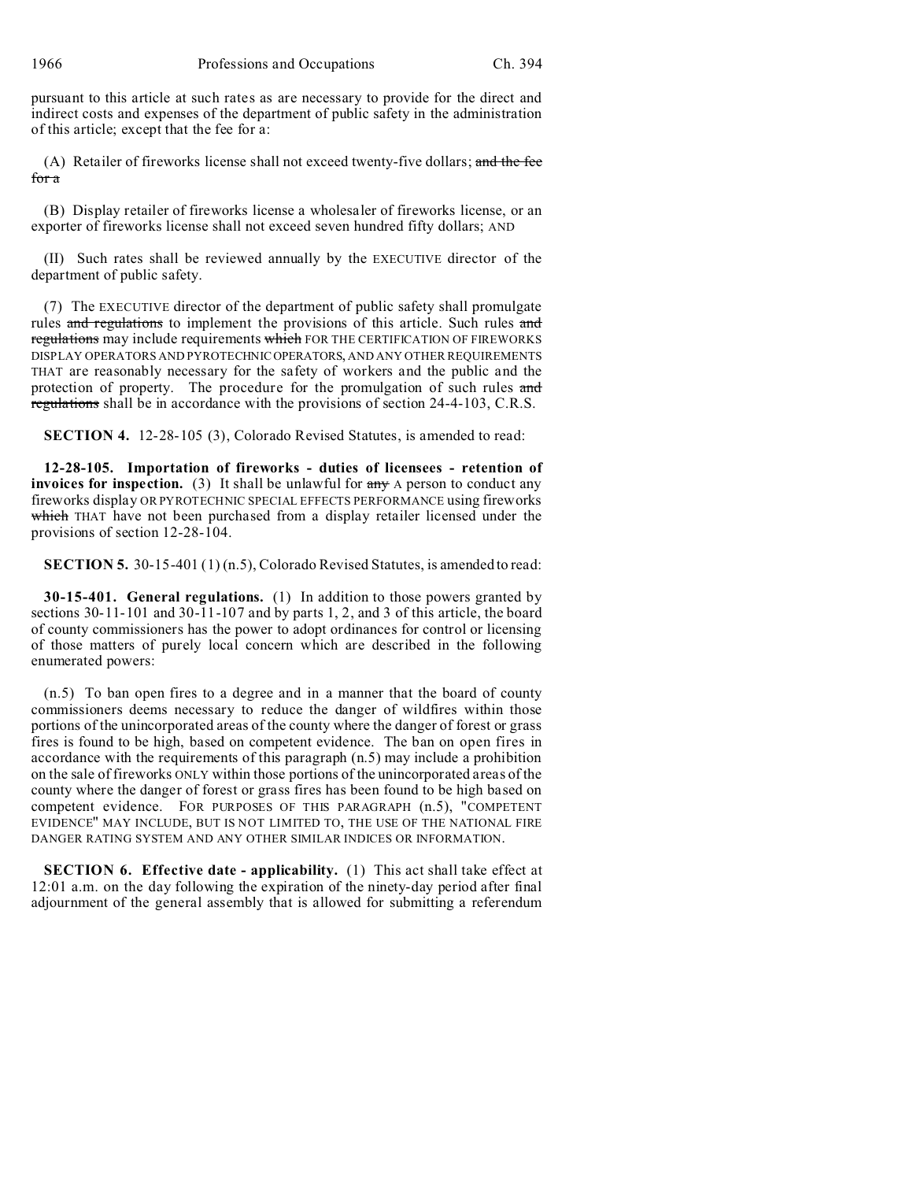pursuant to this article at such rates as are necessary to provide for the direct and indirect costs and expenses of the department of public safety in the administration of this article; except that the fee for a:

(A) Retailer of fireworks license shall not exceed twenty-five dollars; ~~and the fee for a~~

(B) Display retailer of fireworks license a wholesaler of fireworks license, or an exporter of fireworks license shall not exceed seven hundred fifty dollars; AND

(II) Such rates shall be reviewed annually by the EXECUTIVE director of the department of public safety.

(7) The EXECUTIVE director of the department of public safety shall promulgate rules ~~and regulations~~ to implement the provisions of this article. Such rules ~~and regulations~~ may include requirements ~~which~~ FOR THE CERTIFICATION OF FIREWORKS DISPLAY OPERATORS AND PYROTECHNIC OPERATORS, AND ANY OTHER REQUIREMENTS THAT are reasonably necessary for the safety of workers and the public and the protection of property. The procedure for the promulgation of such rules ~~and regulations~~ shall be in accordance with the provisions of section 24-4-103, C.R.S.

**SECTION 4.** 12-28-105 (3), Colorado Revised Statutes, is amended to read:

**12-28-105. Importation of fireworks - duties of licensees - retention of invoices for inspection.** (3) It shall be unlawful for ~~any~~ A person to conduct any fireworks display OR PYROTECHNIC SPECIAL EFFECTS PERFORMANCE using fireworks ~~which~~ THAT have not been purchased from a display retailer licensed under the provisions of section 12-28-104.

**SECTION 5.** 30-15-401 (1) (n.5), Colorado Revised Statutes, is amended to read:

**30-15-401. General regulations.** (1) In addition to those powers granted by sections 30-11-101 and 30-11-107 and by parts 1, 2, and 3 of this article, the board of county commissioners has the power to adopt ordinances for control or licensing of those matters of purely local concern which are described in the following enumerated powers:

(n.5) To ban open fires to a degree and in a manner that the board of county commissioners deems necessary to reduce the danger of wildfires within those portions of the unincorporated areas of the county where the danger of forest or grass fires is found to be high, based on competent evidence. The ban on open fires in accordance with the requirements of this paragraph (n.5) may include a prohibition on the sale of fireworks ONLY within those portions of the unincorporated areas of the county where the danger of forest or grass fires has been found to be high based on competent evidence. FOR PURPOSES OF THIS PARAGRAPH (n.5), "COMPETENT EVIDENCE" MAY INCLUDE, BUT IS NOT LIMITED TO, THE USE OF THE NATIONAL FIRE DANGER RATING SYSTEM AND ANY OTHER SIMILAR INDICES OR INFORMATION.

**SECTION 6. Effective date - applicability.** (1) This act shall take effect at 12:01 a.m. on the day following the expiration of the ninety-day period after final adjournment of the general assembly that is allowed for submitting a referendum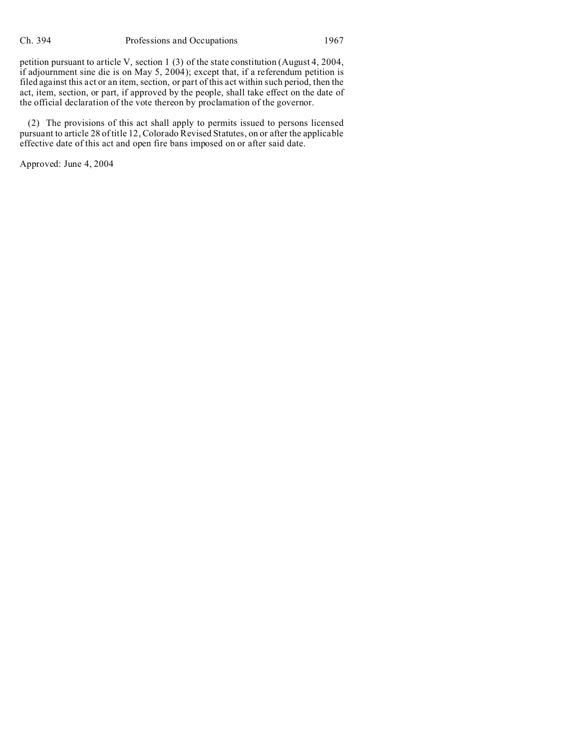petition pursuant to article V, section 1 (3) of the state constitution (August 4, 2004, if adjournment sine die is on May 5, 2004); except that, if a referendum petition is filed against this act or an item, section, or part of this act within such period, then the act, item, section, or part, if approved by the people, shall take effect on the date of the official declaration of the vote thereon by proclamation of the governor.

(2) The provisions of this act shall apply to permits issued to persons licensed pursuant to article 28 of title 12, Colorado Revised Statutes, on or after the applicable effective date of this act and open fire bans imposed on or after said date.

Approved: June 4, 2004